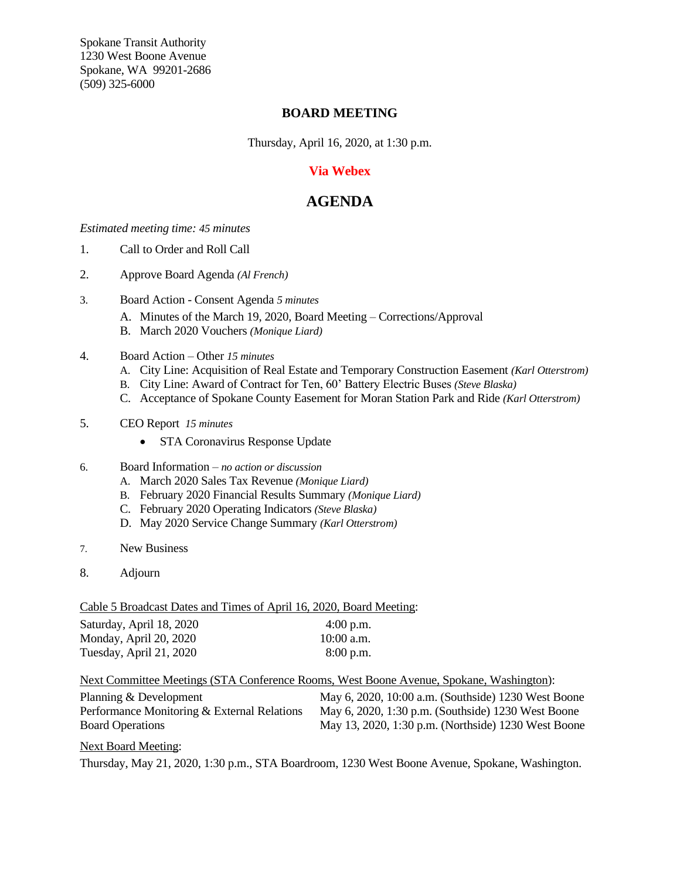Spokane Transit Authority
1230 West Boone Avenue
Spokane, WA 99201-2686
(509) 325-6000

## BOARD MEETING

Thursday, April 16, 2020, at 1:30 p.m.

**Via Webex**

# AGENDA

*Estimated meeting time: 45 minutes*

1. Call to Order and Roll Call
2. Approve Board Agenda *(Al French)*
3. Board Action - Consent Agenda *5 minutes*
   - A. Minutes of the March 19, 2020, Board Meeting – Corrections/Approval
   - B. March 2020 Vouchers *(Monique Liard)*
4. Board Action – Other *15 minutes*
   - A. City Line: Acquisition of Real Estate and Temporary Construction Easement *(Karl Otterstrom)*
   - B. City Line: Award of Contract for Ten, 60' Battery Electric Buses *(Steve Blaska)*
   - C. Acceptance of Spokane County Easement for Moran Station Park and Ride *(Karl Otterstrom)*
5. CEO Report *15 minutes*
   - STA Coronavirus Response Update
6. Board Information – *no action or discussion*
   - A. March 2020 Sales Tax Revenue *(Monique Liard)*
   - B. February 2020 Financial Results Summary *(Monique Liard)*
   - C. February 2020 Operating Indicators *(Steve Blaska)*
   - D. May 2020 Service Change Summary *(Karl Otterstrom)*
7. New Business
8. Adjourn

<u>Cable 5 Broadcast Dates and Times of April 16, 2020, Board Meeting</u>:

| | |
|---|---|
| Saturday, April 18, 2020 | 4:00 p.m. |
| Monday, April 20, 2020 | 10:00 a.m. |
| Tuesday, April 21, 2020 | 8:00 p.m. |

<u>Next Committee Meetings (STA Conference Rooms, West Boone Avenue, Spokane, Washington)</u>:

| | |
|---|---|
| Planning & Development | May 6, 2020, 10:00 a.m. (Southside) 1230 West Boone |
| Performance Monitoring & External Relations | May 6, 2020, 1:30 p.m. (Southside) 1230 West Boone |
| Board Operations | May 13, 2020, 1:30 p.m. (Northside) 1230 West Boone |

<u>Next Board Meeting</u>:

Thursday, May 21, 2020, 1:30 p.m., STA Boardroom, 1230 West Boone Avenue, Spokane, Washington.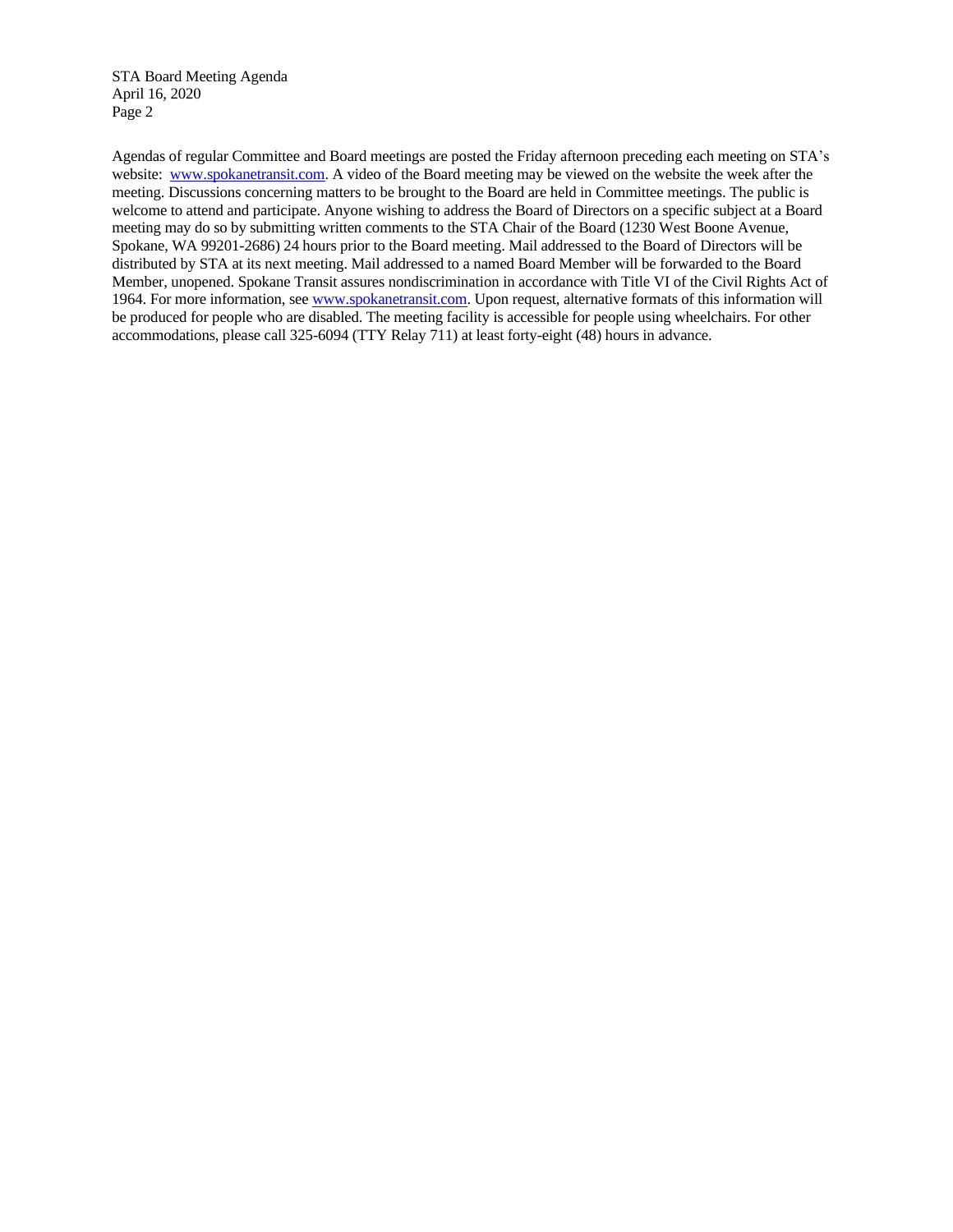Agendas of regular Committee and Board meetings are posted the Friday afternoon preceding each meeting on STA's website: www.spokanetransit.com. A video of the Board meeting may be viewed on the website the week after the meeting. Discussions concerning matters to be brought to the Board are held in Committee meetings. The public is welcome to attend and participate. Anyone wishing to address the Board of Directors on a specific subject at a Board meeting may do so by submitting written comments to the STA Chair of the Board (1230 West Boone Avenue, Spokane, WA 99201-2686) 24 hours prior to the Board meeting. Mail addressed to the Board of Directors will be distributed by STA at its next meeting. Mail addressed to a named Board Member will be forwarded to the Board Member, unopened. Spokane Transit assures nondiscrimination in accordance with Title VI of the Civil Rights Act of 1964. For more information, see www.spokanetransit.com. Upon request, alternative formats of this information will be produced for people who are disabled. The meeting facility is accessible for people using wheelchairs. For other accommodations, please call 325-6094 (TTY Relay 711) at least forty-eight (48) hours in advance.